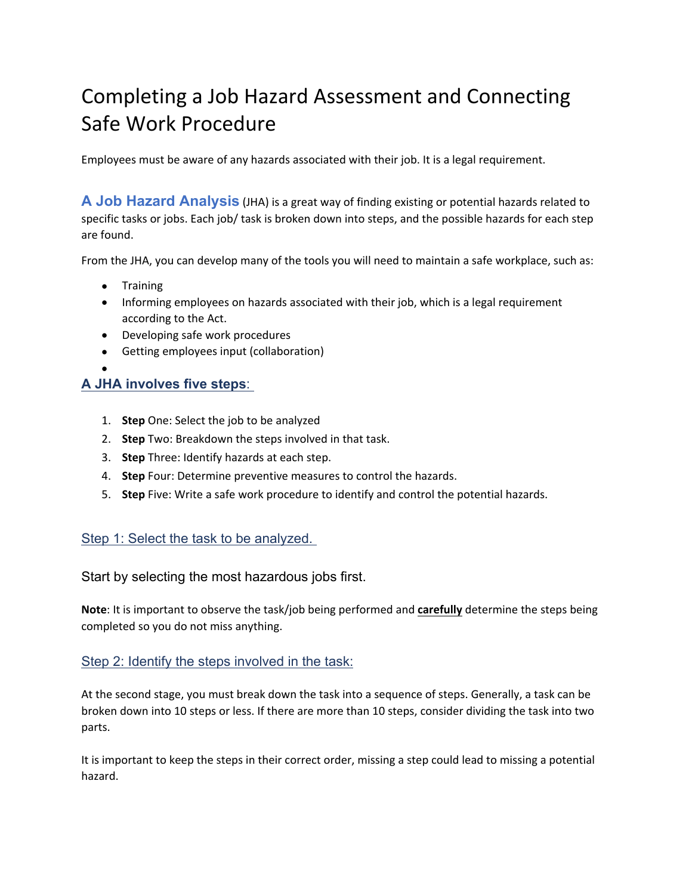# Completing a Job Hazard Assessment and Connecting Safe Work Procedure

Employees must be aware of any hazards associated with their job. It is a legal requirement.

**A Job Hazard Analysis** (JHA) is a great way of finding existing or potential hazards related to specific tasks or jobs. Each job/ task is broken down into steps, and the possible hazards for each step are found.

From the JHA, you can develop many of the tools you will need to maintain a safe workplace, such as:

- Training
- Informing employees on hazards associated with their job, which is a legal requirement according to the Act.
- Developing safe work procedures
- Getting employees input (collaboration)

## A JHA involves five steps:

1. **Step** One: Select the job to be analyzed
2. **Step** Two: Breakdown the steps involved in that task.
3. **Step** Three: Identify hazards at each step.
4. **Step** Four: Determine preventive measures to control the hazards.
5. **Step** Five: Write a safe work procedure to identify and control the potential hazards.

### Step 1: Select the task to be analyzed.

Start by selecting the most hazardous jobs first.

**Note**: It is important to observe the task/job being performed and **carefully** determine the steps being completed so you do not miss anything.

### Step 2: Identify the steps involved in the task:

At the second stage, you must break down the task into a sequence of steps. Generally, a task can be broken down into 10 steps or less. If there are more than 10 steps, consider dividing the task into two parts.

It is important to keep the steps in their correct order, missing a step could lead to missing a potential hazard.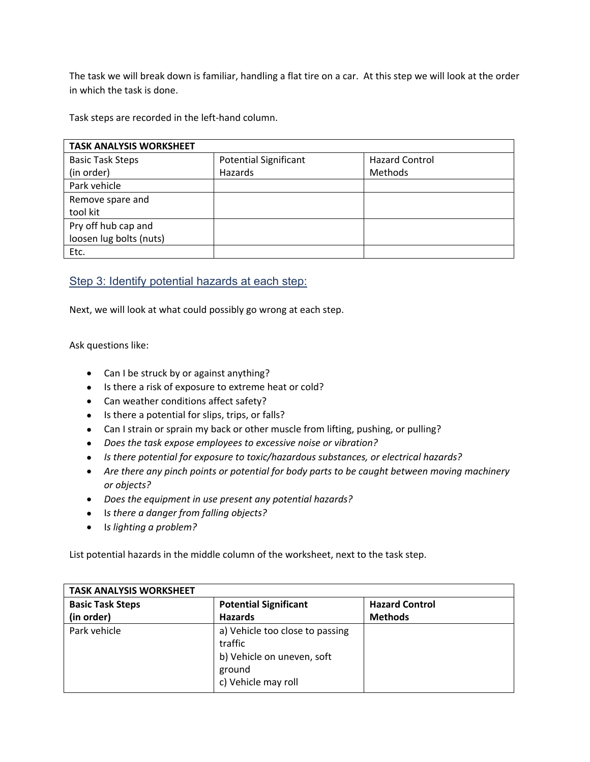The task we will break down is familiar, handling a flat tire on a car. At this step we will look at the order in which the task is done.

Task steps are recorded in the left-hand column.

| TASK ANALYSIS WORKSHEET | | |
|---|---|---|
| Basic Task Steps (in order) | Potential Significant Hazards | Hazard Control Methods |
| Park vehicle | | |
| Remove spare and tool kit | | |
| Pry off hub cap and loosen lug bolts (nuts) | | |
| Etc. | | |

## Step 3: Identify potential hazards at each step:

Next, we will look at what could possibly go wrong at each step.

Ask questions like:

- Can I be struck by or against anything?
- Is there a risk of exposure to extreme heat or cold?
- Can weather conditions affect safety?
- Is there a potential for slips, trips, or falls?
- Can I strain or sprain my back or other muscle from lifting, pushing, or pulling?
- *Does the task expose employees to excessive noise or vibration?*
- *Is there potential for exposure to toxic/hazardous substances, or electrical hazards?*
- *Are there any pinch points or potential for body parts to be caught between moving machinery or objects?*
- *Does the equipment in use present any potential hazards?*
- I*s there a danger from falling objects?*
- I*s lighting a problem?*

List potential hazards in the middle column of the worksheet, next to the task step.

| TASK ANALYSIS WORKSHEET | | |
|---|---|---|
| **Basic Task Steps (in order)** | **Potential Significant Hazards** | **Hazard Control Methods** |
| Park vehicle | a) Vehicle too close to passing traffic<br>b) Vehicle on uneven, soft ground<br>c) Vehicle may roll | |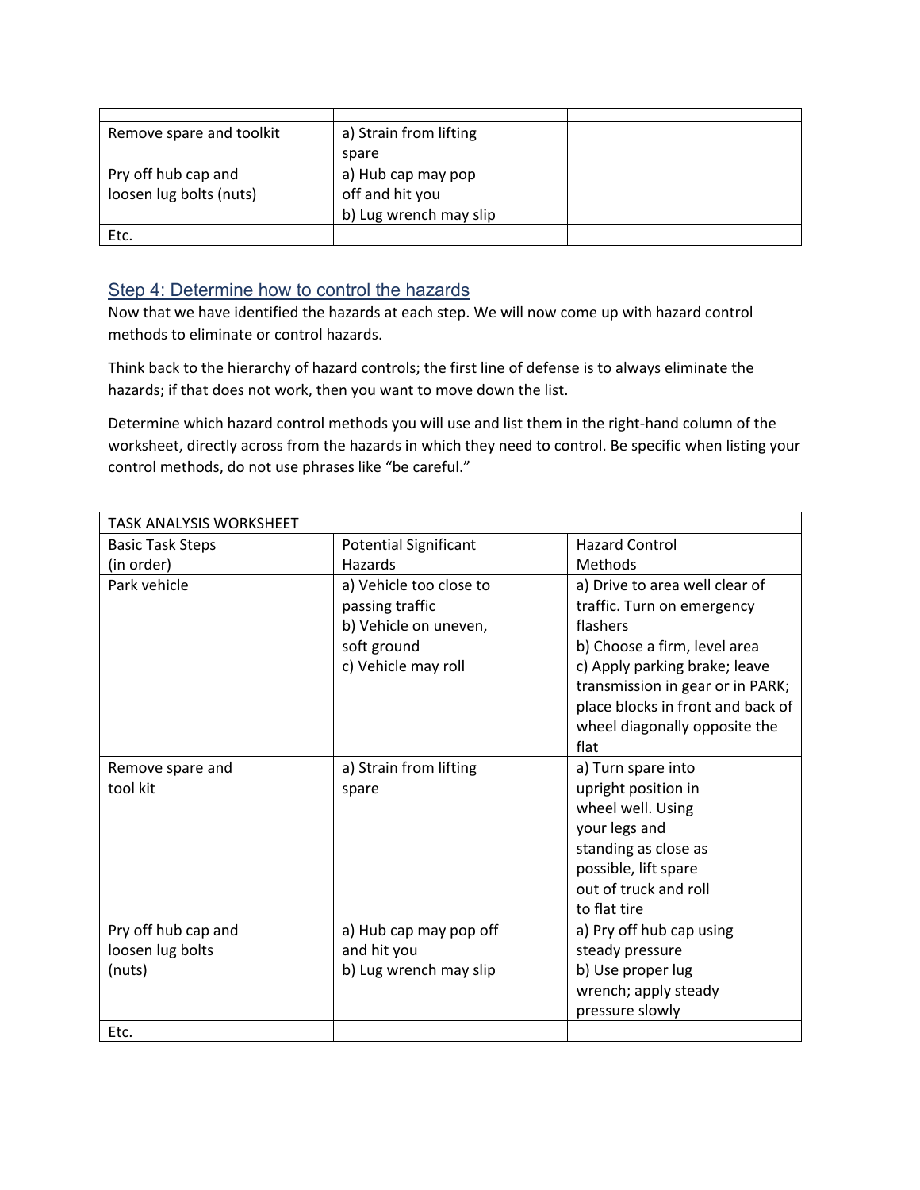| | | |
|---|---|---|
| Remove spare and toolkit | a) Strain from lifting spare | |
| Pry off hub cap and loosen lug bolts (nuts) | a) Hub cap may pop off and hit you<br>b) Lug wrench may slip | |
| Etc. | | |

## Step 4: Determine how to control the hazards

Now that we have identified the hazards at each step. We will now come up with hazard control methods to eliminate or control hazards.

Think back to the hierarchy of hazard controls; the first line of defense is to always eliminate the hazards; if that does not work, then you want to move down the list.

Determine which hazard control methods you will use and list them in the right-hand column of the worksheet, directly across from the hazards in which they need to control. Be specific when listing your control methods, do not use phrases like "be careful."

| TASK ANALYSIS WORKSHEET | | |
|---|---|---|
| Basic Task Steps (in order) | Potential Significant Hazards | Hazard Control Methods |
| Park vehicle | a) Vehicle too close to passing traffic<br>b) Vehicle on uneven, soft ground<br>c) Vehicle may roll | a) Drive to area well clear of traffic. Turn on emergency flashers<br>b) Choose a firm, level area<br>c) Apply parking brake; leave transmission in gear or in PARK; place blocks in front and back of wheel diagonally opposite the flat |
| Remove spare and tool kit | a) Strain from lifting spare | a) Turn spare into upright position in wheel well. Using your legs and standing as close as possible, lift spare out of truck and roll to flat tire |
| Pry off hub cap and loosen lug bolts (nuts) | a) Hub cap may pop off and hit you<br>b) Lug wrench may slip | a) Pry off hub cap using steady pressure<br>b) Use proper lug wrench; apply steady pressure slowly |
| Etc. | | |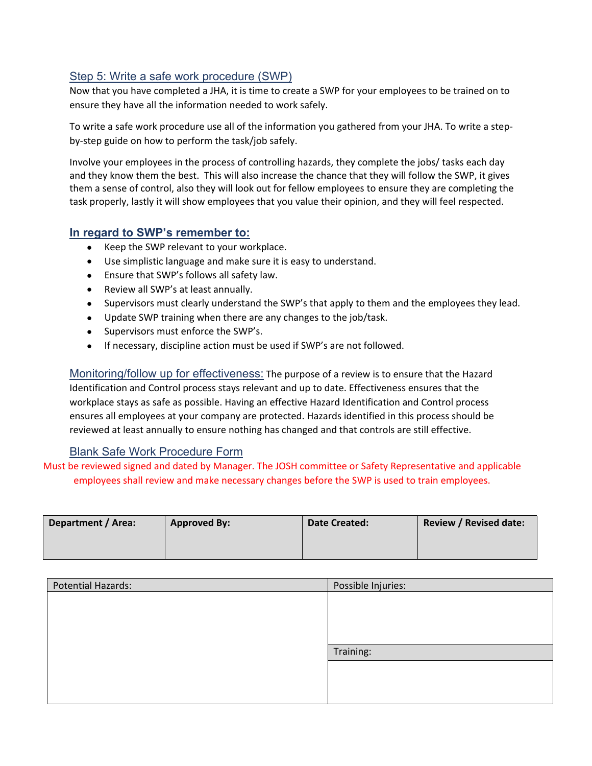## Step 5: Write a safe work procedure (SWP)

Now that you have completed a JHA, it is time to create a SWP for your employees to be trained on to ensure they have all the information needed to work safely.

To write a safe work procedure use all of the information you gathered from your JHA. To write a step-by-step guide on how to perform the task/job safely.

Involve your employees in the process of controlling hazards, they complete the jobs/ tasks each day and they know them the best. This will also increase the chance that they will follow the SWP, it gives them a sense of control, also they will look out for fellow employees to ensure they are completing the task properly, lastly it will show employees that you value their opinion, and they will feel respected.

### In regard to SWP's remember to:

- Keep the SWP relevant to your workplace.
- Use simplistic language and make sure it is easy to understand.
- Ensure that SWP's follows all safety law.
- Review all SWP's at least annually.
- Supervisors must clearly understand the SWP's that apply to them and the employees they lead.
- Update SWP training when there are any changes to the job/task.
- Supervisors must enforce the SWP's.
- If necessary, discipline action must be used if SWP's are not followed.

**Monitoring/follow up for effectiveness:** The purpose of a review is to ensure that the Hazard Identification and Control process stays relevant and up to date. Effectiveness ensures that the workplace stays as safe as possible. Having an effective Hazard Identification and Control process ensures all employees at your company are protected. Hazards identified in this process should be reviewed at least annually to ensure nothing has changed and that controls are still effective.

## Blank Safe Work Procedure Form

Must be reviewed signed and dated by Manager. The JOSH committee or Safety Representative and applicable employees shall review and make necessary changes before the SWP is used to train employees.

| **Department / Area:** | **Approved By:** | **Date Created:** | **Review / Revised date:** |
|---|---|---|---|
| | | | |

| Potential Hazards: | Possible Injuries: |
|---|---|
| | |
| | Training: |
| | |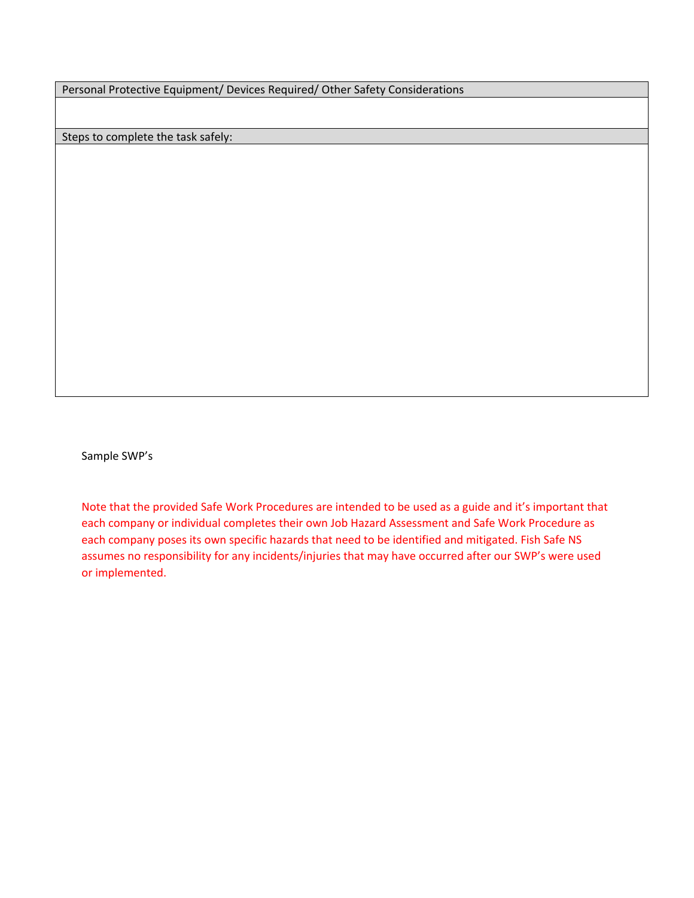| Personal Protective Equipment/ Devices Required/ Other Safety Considerations |
| --- |
| |
| **Steps to complete the task safely:** |
| |

Sample SWP's

Note that the provided Safe Work Procedures are intended to be used as a guide and it's important that each company or individual completes their own Job Hazard Assessment and Safe Work Procedure as each company poses its own specific hazards that need to be identified and mitigated. Fish Safe NS assumes no responsibility for any incidents/injuries that may have occurred after our SWP's were used or implemented.